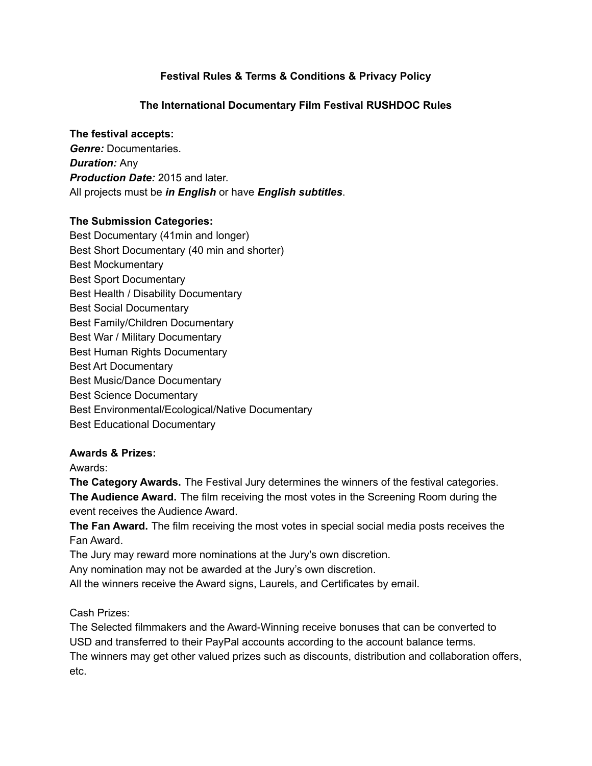**Festival Rules & Terms & Conditions & Privacy Policy**

**The International Documentary Film Festival RUSHDOC Rules**

**The festival accepts:**

***Genre:*** Documentaries.
***Duration:*** Any
***Production Date:*** 2015 and later.
All projects must be ***in English*** or have ***English subtitles***.

**The Submission Categories:**

Best Documentary (41min and longer)
Best Short Documentary (40 min and shorter)
Best Mockumentary
Best Sport Documentary
Best Health / Disability Documentary
Best Social Documentary
Best Family/Children Documentary
Best War / Military Documentary
Best Human Rights Documentary
Best Art Documentary
Best Music/Dance Documentary
Best Science Documentary
Best Environmental/Ecological/Native Documentary
Best Educational Documentary

**Awards & Prizes:**

Awards:
**The Category Awards.** The Festival Jury determines the winners of the festival categories.
**The Audience Award.** The film receiving the most votes in the Screening Room during the event receives the Audience Award.
**The Fan Award.** The film receiving the most votes in special social media posts receives the Fan Award.
The Jury may reward more nominations at the Jury's own discretion.
Any nomination may not be awarded at the Jury's own discretion.
All the winners receive the Award signs, Laurels, and Certificates by email.

Cash Prizes:
The Selected filmmakers and the Award-Winning receive bonuses that can be converted to USD and transferred to their PayPal accounts according to the account balance terms.
The winners may get other valued prizes such as discounts, distribution and collaboration offers, etc.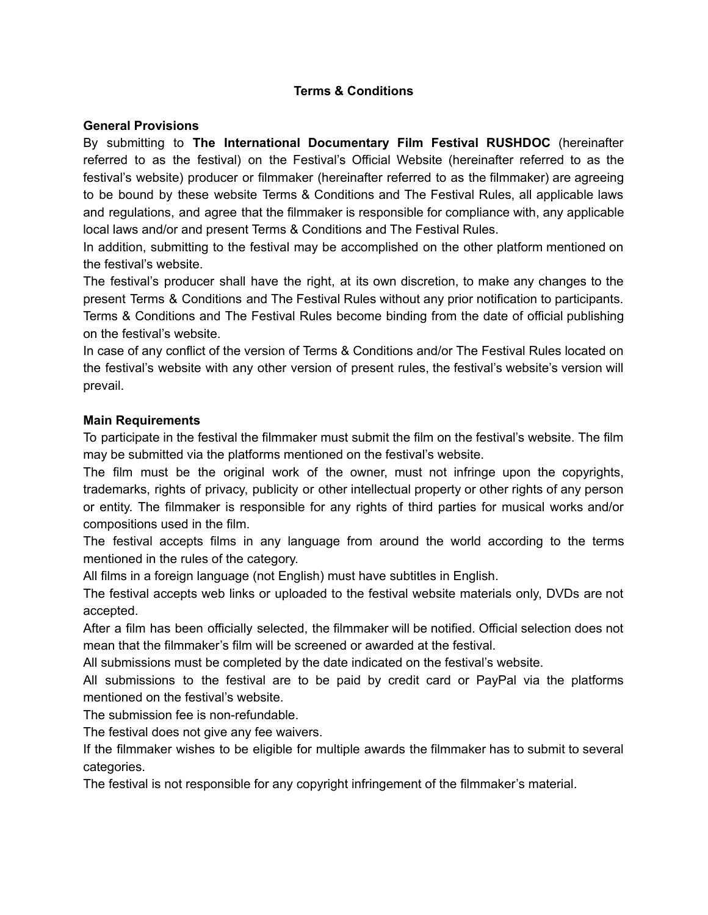## Terms & Conditions

### General Provisions

By submitting to **The International Documentary Film Festival RUSHDOC** (hereinafter referred to as the festival) on the Festival's Official Website (hereinafter referred to as the festival's website) producer or filmmaker (hereinafter referred to as the filmmaker) are agreeing to be bound by these website Terms & Conditions and The Festival Rules, all applicable laws and regulations, and agree that the filmmaker is responsible for compliance with, any applicable local laws and/or and present Terms & Conditions and The Festival Rules.

In addition, submitting to the festival may be accomplished on the other platform mentioned on the festival's website.

The festival's producer shall have the right, at its own discretion, to make any changes to the present Terms & Conditions and The Festival Rules without any prior notification to participants. Terms & Conditions and The Festival Rules become binding from the date of official publishing on the festival's website.

In case of any conflict of the version of Terms & Conditions and/or The Festival Rules located on the festival's website with any other version of present rules, the festival's website's version will prevail.

### Main Requirements

To participate in the festival the filmmaker must submit the film on the festival's website. The film may be submitted via the platforms mentioned on the festival's website.

The film must be the original work of the owner, must not infringe upon the copyrights, trademarks, rights of privacy, publicity or other intellectual property or other rights of any person or entity. The filmmaker is responsible for any rights of third parties for musical works and/or compositions used in the film.

The festival accepts films in any language from around the world according to the terms mentioned in the rules of the category.

All films in a foreign language (not English) must have subtitles in English.

The festival accepts web links or uploaded to the festival website materials only, DVDs are not accepted.

After a film has been officially selected, the filmmaker will be notified. Official selection does not mean that the filmmaker's film will be screened or awarded at the festival.

All submissions must be completed by the date indicated on the festival's website.

All submissions to the festival are to be paid by credit card or PayPal via the platforms mentioned on the festival's website.

The submission fee is non-refundable.

The festival does not give any fee waivers.

If the filmmaker wishes to be eligible for multiple awards the filmmaker has to submit to several categories.

The festival is not responsible for any copyright infringement of the filmmaker's material.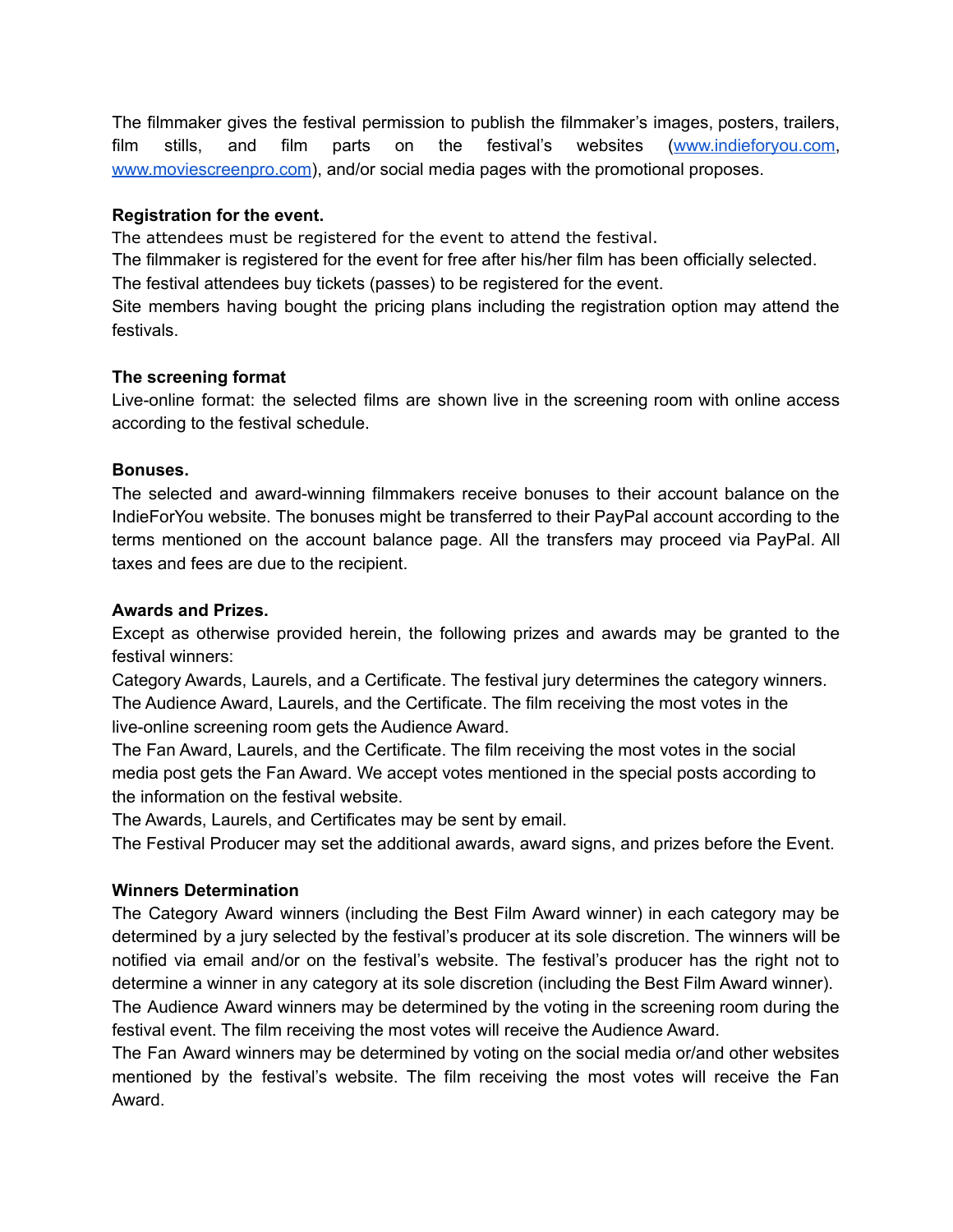The filmmaker gives the festival permission to publish the filmmaker's images, posters, trailers, film stills, and film parts on the festival's websites ([www.indieforyou.com](http://www.indieforyou.com), [www.moviescreenpro.com](http://www.moviescreenpro.com)), and/or social media pages with the promotional proposes.

**Registration for the event.**

The attendees must be registered for the event to attend the festival.
The filmmaker is registered for the event for free after his/her film has been officially selected.
The festival attendees buy tickets (passes) to be registered for the event.
Site members having bought the pricing plans including the registration option may attend the festivals.

**The screening format**

Live-online format: the selected films are shown live in the screening room with online access according to the festival schedule.

**Bonuses.**

The selected and award-winning filmmakers receive bonuses to their account balance on the IndieForYou website. The bonuses might be transferred to their PayPal account according to the terms mentioned on the account balance page. All the transfers may proceed via PayPal. All taxes and fees are due to the recipient.

**Awards and Prizes.**

Except as otherwise provided herein, the following prizes and awards may be granted to the festival winners:
Category Awards, Laurels, and a Certificate. The festival jury determines the category winners.
The Audience Award, Laurels, and the Certificate. The film receiving the most votes in the live-online screening room gets the Audience Award.
The Fan Award, Laurels, and the Certificate. The film receiving the most votes in the social media post gets the Fan Award. We accept votes mentioned in the special posts according to the information on the festival website.
The Awards, Laurels, and Certificates may be sent by email.
The Festival Producer may set the additional awards, award signs, and prizes before the Event.

**Winners Determination**

The Category Award winners (including the Best Film Award winner) in each category may be determined by a jury selected by the festival's producer at its sole discretion. The winners will be notified via email and/or on the festival's website. The festival's producer has the right not to determine a winner in any category at its sole discretion (including the Best Film Award winner).
The Audience Award winners may be determined by the voting in the screening room during the festival event. The film receiving the most votes will receive the Audience Award.
The Fan Award winners may be determined by voting on the social media or/and other websites mentioned by the festival's website. The film receiving the most votes will receive the Fan Award.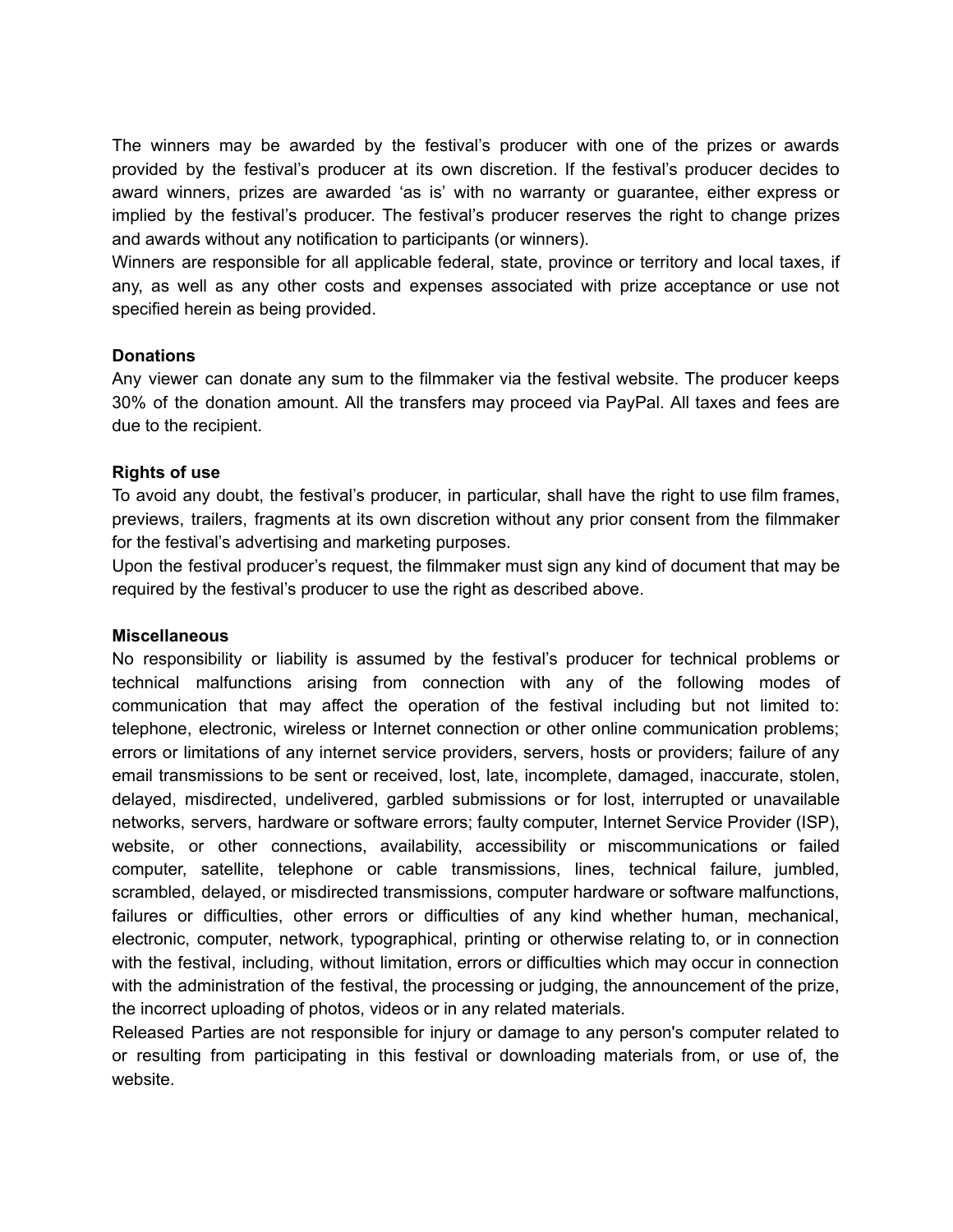The winners may be awarded by the festival's producer with one of the prizes or awards provided by the festival's producer at its own discretion. If the festival's producer decides to award winners, prizes are awarded 'as is' with no warranty or guarantee, either express or implied by the festival's producer. The festival's producer reserves the right to change prizes and awards without any notification to participants (or winners).
Winners are responsible for all applicable federal, state, province or territory and local taxes, if any, as well as any other costs and expenses associated with prize acceptance or use not specified herein as being provided.

**Donations**
Any viewer can donate any sum to the filmmaker via the festival website. The producer keeps 30% of the donation amount. All the transfers may proceed via PayPal. All taxes and fees are due to the recipient.

**Rights of use**
To avoid any doubt, the festival's producer, in particular, shall have the right to use film frames, previews, trailers, fragments at its own discretion without any prior consent from the filmmaker for the festival's advertising and marketing purposes.
Upon the festival producer's request, the filmmaker must sign any kind of document that may be required by the festival's producer to use the right as described above.

**Miscellaneous**
No responsibility or liability is assumed by the festival's producer for technical problems or technical malfunctions arising from connection with any of the following modes of communication that may affect the operation of the festival including but not limited to: telephone, electronic, wireless or Internet connection or other online communication problems; errors or limitations of any internet service providers, servers, hosts or providers; failure of any email transmissions to be sent or received, lost, late, incomplete, damaged, inaccurate, stolen, delayed, misdirected, undelivered, garbled submissions or for lost, interrupted or unavailable networks, servers, hardware or software errors; faulty computer, Internet Service Provider (ISP), website, or other connections, availability, accessibility or miscommunications or failed computer, satellite, telephone or cable transmissions, lines, technical failure, jumbled, scrambled, delayed, or misdirected transmissions, computer hardware or software malfunctions, failures or difficulties, other errors or difficulties of any kind whether human, mechanical, electronic, computer, network, typographical, printing or otherwise relating to, or in connection with the festival, including, without limitation, errors or difficulties which may occur in connection with the administration of the festival, the processing or judging, the announcement of the prize, the incorrect uploading of photos, videos or in any related materials.
Released Parties are not responsible for injury or damage to any person's computer related to or resulting from participating in this festival or downloading materials from, or use of, the website.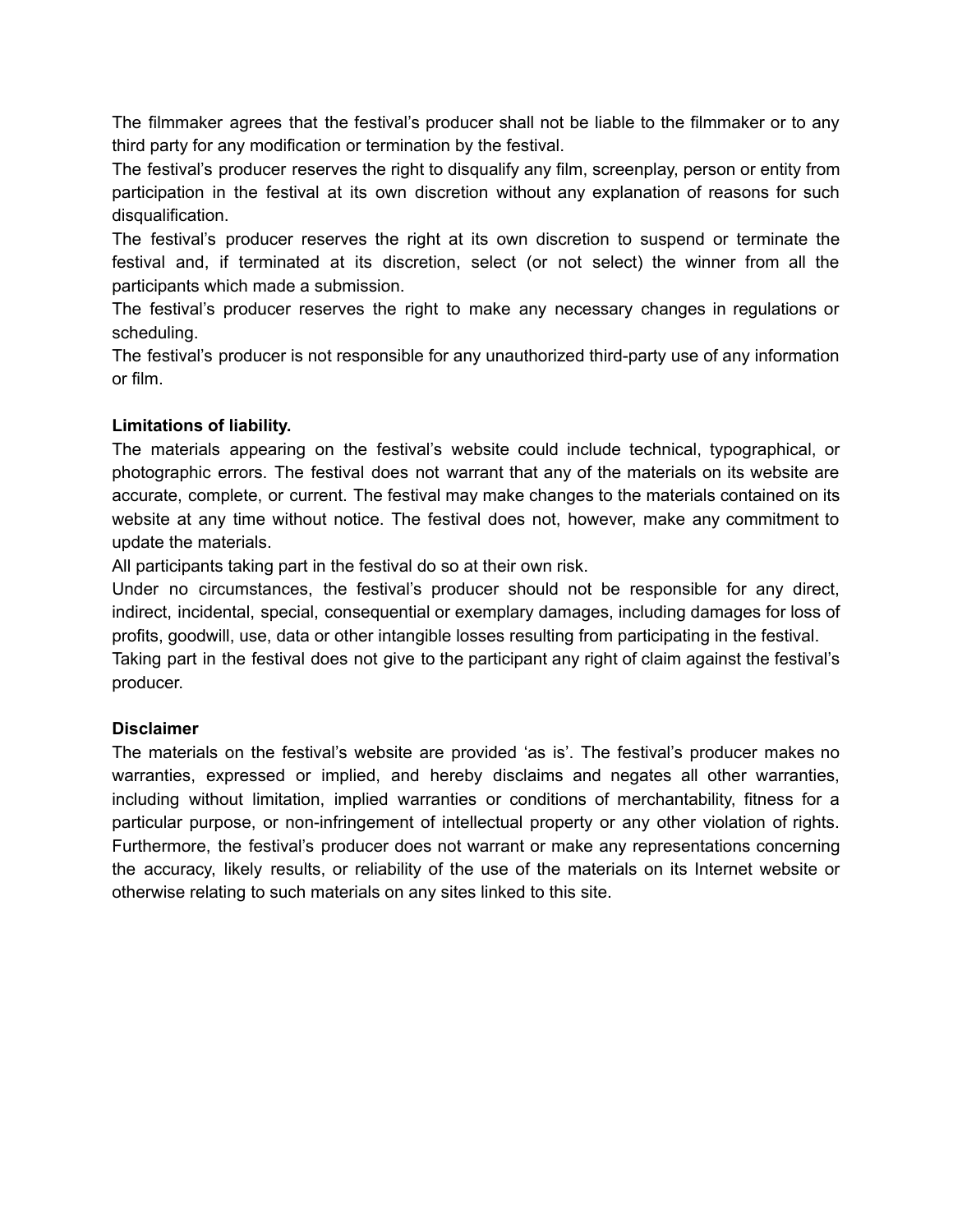The filmmaker agrees that the festival's producer shall not be liable to the filmmaker or to any third party for any modification or termination by the festival.

The festival's producer reserves the right to disqualify any film, screenplay, person or entity from participation in the festival at its own discretion without any explanation of reasons for such disqualification.

The festival's producer reserves the right at its own discretion to suspend or terminate the festival and, if terminated at its discretion, select (or not select) the winner from all the participants which made a submission.

The festival's producer reserves the right to make any necessary changes in regulations or scheduling.

The festival's producer is not responsible for any unauthorized third-party use of any information or film.

**Limitations of liability.**

The materials appearing on the festival's website could include technical, typographical, or photographic errors. The festival does not warrant that any of the materials on its website are accurate, complete, or current. The festival may make changes to the materials contained on its website at any time without notice. The festival does not, however, make any commitment to update the materials.

All participants taking part in the festival do so at their own risk.

Under no circumstances, the festival's producer should not be responsible for any direct, indirect, incidental, special, consequential or exemplary damages, including damages for loss of profits, goodwill, use, data or other intangible losses resulting from participating in the festival.

Taking part in the festival does not give to the participant any right of claim against the festival's producer.

**Disclaimer**

The materials on the festival's website are provided 'as is'. The festival's producer makes no warranties, expressed or implied, and hereby disclaims and negates all other warranties, including without limitation, implied warranties or conditions of merchantability, fitness for a particular purpose, or non-infringement of intellectual property or any other violation of rights. Furthermore, the festival's producer does not warrant or make any representations concerning the accuracy, likely results, or reliability of the use of the materials on its Internet website or otherwise relating to such materials on any sites linked to this site.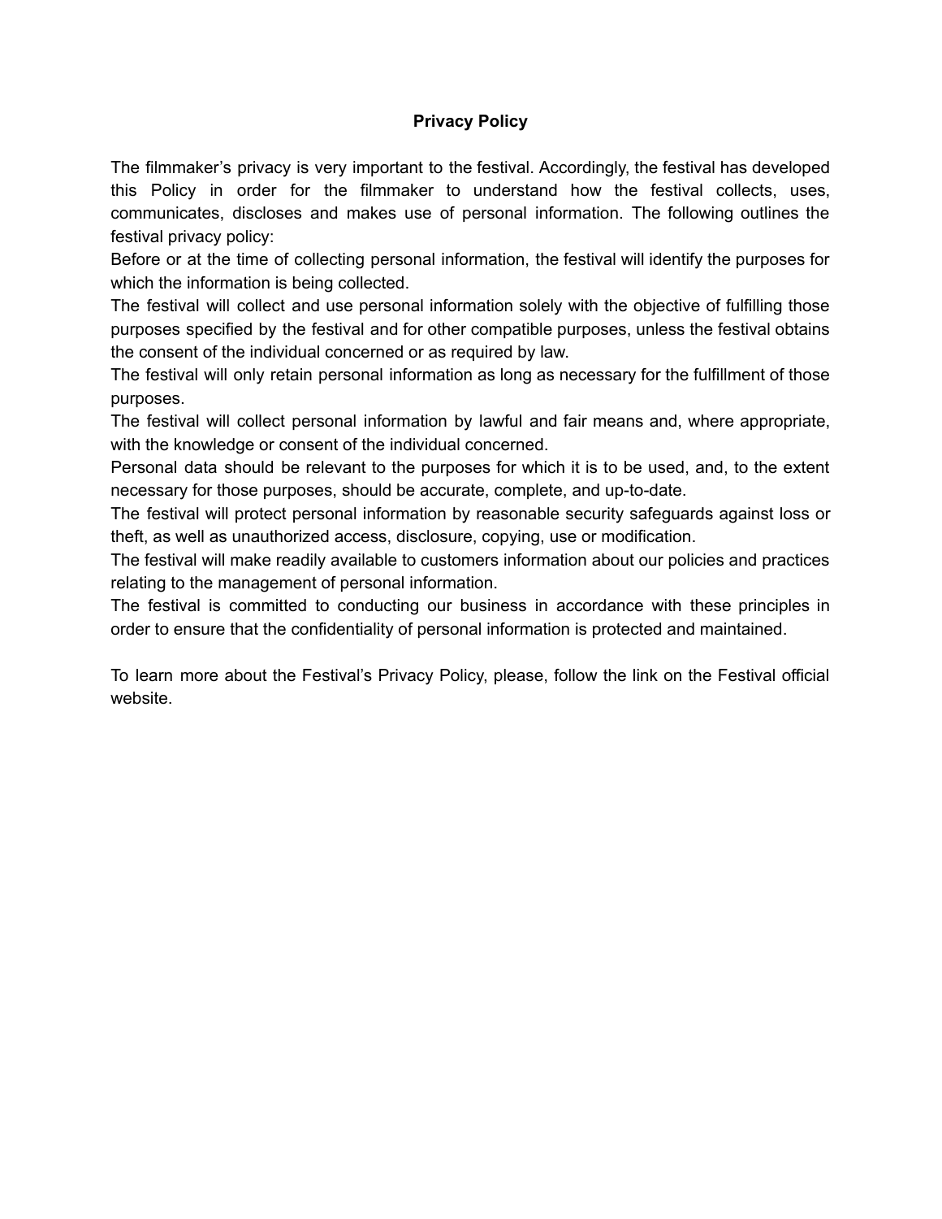# Privacy Policy

The filmmaker's privacy is very important to the festival. Accordingly, the festival has developed this Policy in order for the filmmaker to understand how the festival collects, uses, communicates, discloses and makes use of personal information. The following outlines the festival privacy policy:

Before or at the time of collecting personal information, the festival will identify the purposes for which the information is being collected.

The festival will collect and use personal information solely with the objective of fulfilling those purposes specified by the festival and for other compatible purposes, unless the festival obtains the consent of the individual concerned or as required by law.

The festival will only retain personal information as long as necessary for the fulfillment of those purposes.

The festival will collect personal information by lawful and fair means and, where appropriate, with the knowledge or consent of the individual concerned.

Personal data should be relevant to the purposes for which it is to be used, and, to the extent necessary for those purposes, should be accurate, complete, and up-to-date.

The festival will protect personal information by reasonable security safeguards against loss or theft, as well as unauthorized access, disclosure, copying, use or modification.

The festival will make readily available to customers information about our policies and practices relating to the management of personal information.

The festival is committed to conducting our business in accordance with these principles in order to ensure that the confidentiality of personal information is protected and maintained.

To learn more about the Festival's Privacy Policy, please, follow the link on the Festival official website.